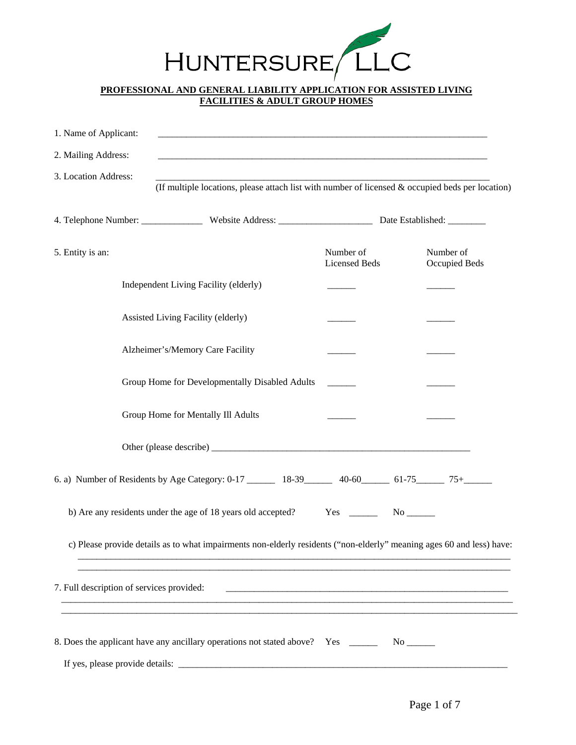HUNTERSURE LLC

## PROFESSIONAL AND GENERAL LIABILITY APPLICATION FOR ASSISTED LIVING FACILITIES & ADULT GROUP HOMES

1. Name of Applicant: ______________________________________________________________________

2. Mailing Address: ______________________________________________________________________

3. Location Address: ______________________________________________________________________
(If multiple locations, please attach list with number of licensed & occupied beds per location)

4. Telephone Number: _____________ Website Address: ____________________ Date Established: ________

5. Entity is an:

| | Number of Licensed Beds | Number of Occupied Beds |
|---|---|---|
| Independent Living Facility (elderly) | ______ | ______ |
| Assisted Living Facility (elderly) | ______ | ______ |
| Alzheimer's/Memory Care Facility | ______ | ______ |
| Group Home for Developmentally Disabled Adults | ______ | ______ |
| Group Home for Mentally Ill Adults | ______ | ______ |

Other (please describe) _________________________________________________________

6. a) Number of Residents by Age Category: 0-17 ______ 18-39______ 40-60______ 61-75______ 75+______

b) Are any residents under the age of 18 years old accepted? Yes ______ No ______

c) Please provide details as to what impairments non-elderly residents ("non-elderly" meaning ages 60 and less) have:
_____________________________________________________________________________________________
_____________________________________________________________________________________________

7. Full description of services provided: ______________________________________________________________
_____________________________________________________________________________________________
_____________________________________________________________________________________________

8. Does the applicant have any ancillary operations not stated above? Yes ______ No ______

If yes, please provide details: ______________________________________________________________________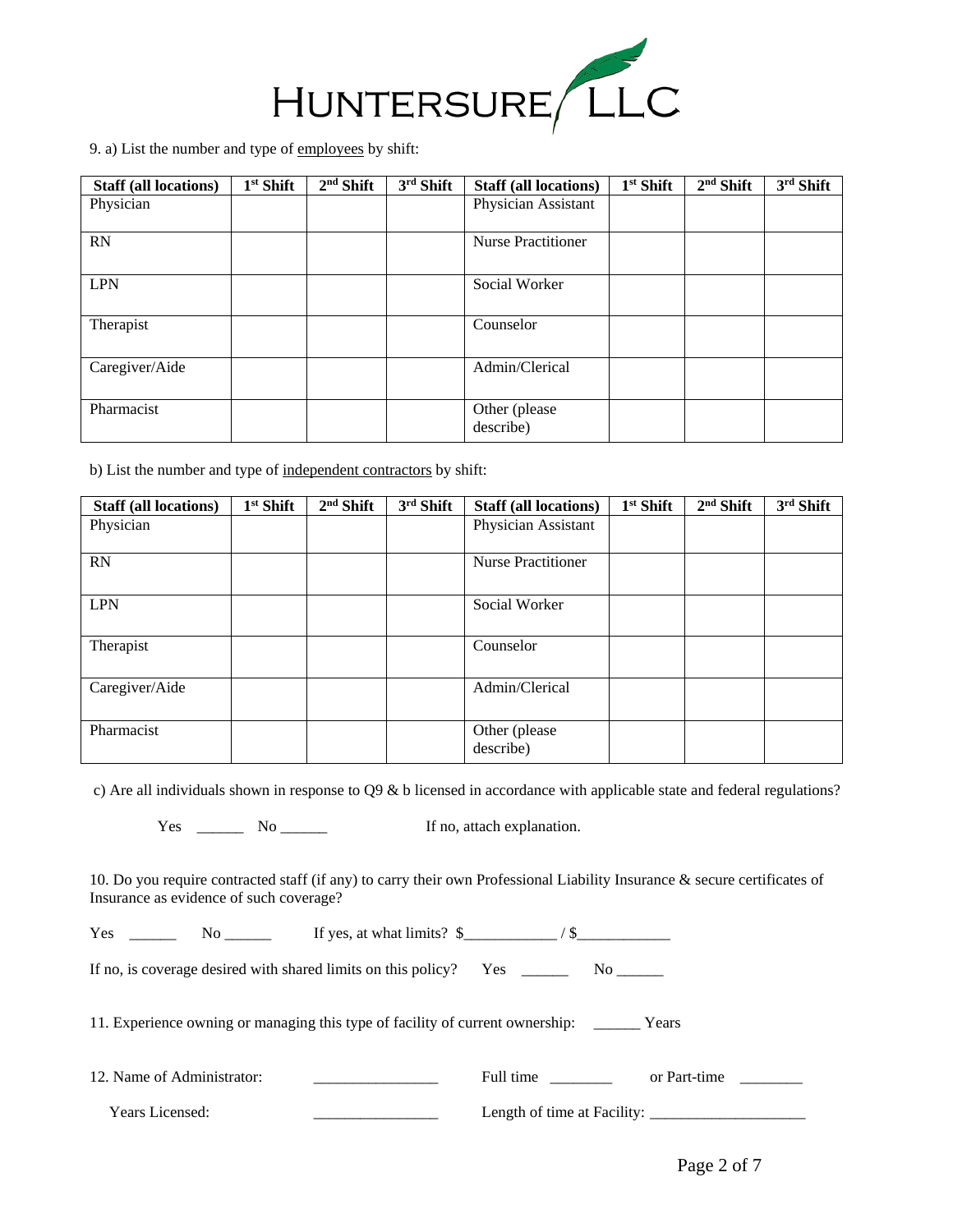# HUNTERSURE LLC

9. a) List the number and type of <u>employees</u> by shift:

| Staff (all locations) | 1st Shift | 2nd Shift | 3rd Shift | Staff (all locations) | 1st Shift | 2nd Shift | 3rd Shift |
|---|---|---|---|---|---|---|---|
| Physician | | | | Physician Assistant | | | |
| RN | | | | Nurse Practitioner | | | |
| LPN | | | | Social Worker | | | |
| Therapist | | | | Counselor | | | |
| Caregiver/Aide | | | | Admin/Clerical | | | |
| Pharmacist | | | | Other (please describe) | | | |

b) List the number and type of <u>independent contractors</u> by shift:

| Staff (all locations) | 1st Shift | 2nd Shift | 3rd Shift | Staff (all locations) | 1st Shift | 2nd Shift | 3rd Shift |
|---|---|---|---|---|---|---|---|
| Physician | | | | Physician Assistant | | | |
| RN | | | | Nurse Practitioner | | | |
| LPN | | | | Social Worker | | | |
| Therapist | | | | Counselor | | | |
| Caregiver/Aide | | | | Admin/Clerical | | | |
| Pharmacist | | | | Other (please describe) | | | |

c) Are all individuals shown in response to Q9 & b licensed in accordance with applicable state and federal regulations?

Yes ______ No ______ If no, attach explanation.

10. Do you require contracted staff (if any) to carry their own Professional Liability Insurance & secure certificates of Insurance as evidence of such coverage?

Yes ______ No ______ If yes, at what limits? $____________ / $____________

If no, is coverage desired with shared limits on this policy? Yes ______ No ______

11. Experience owning or managing this type of facility of current ownership: ______ Years

12. Name of Administrator: ________________ Full time ________ or Part-time ________

Years Licensed: ________________ Length of time at Facility: ____________________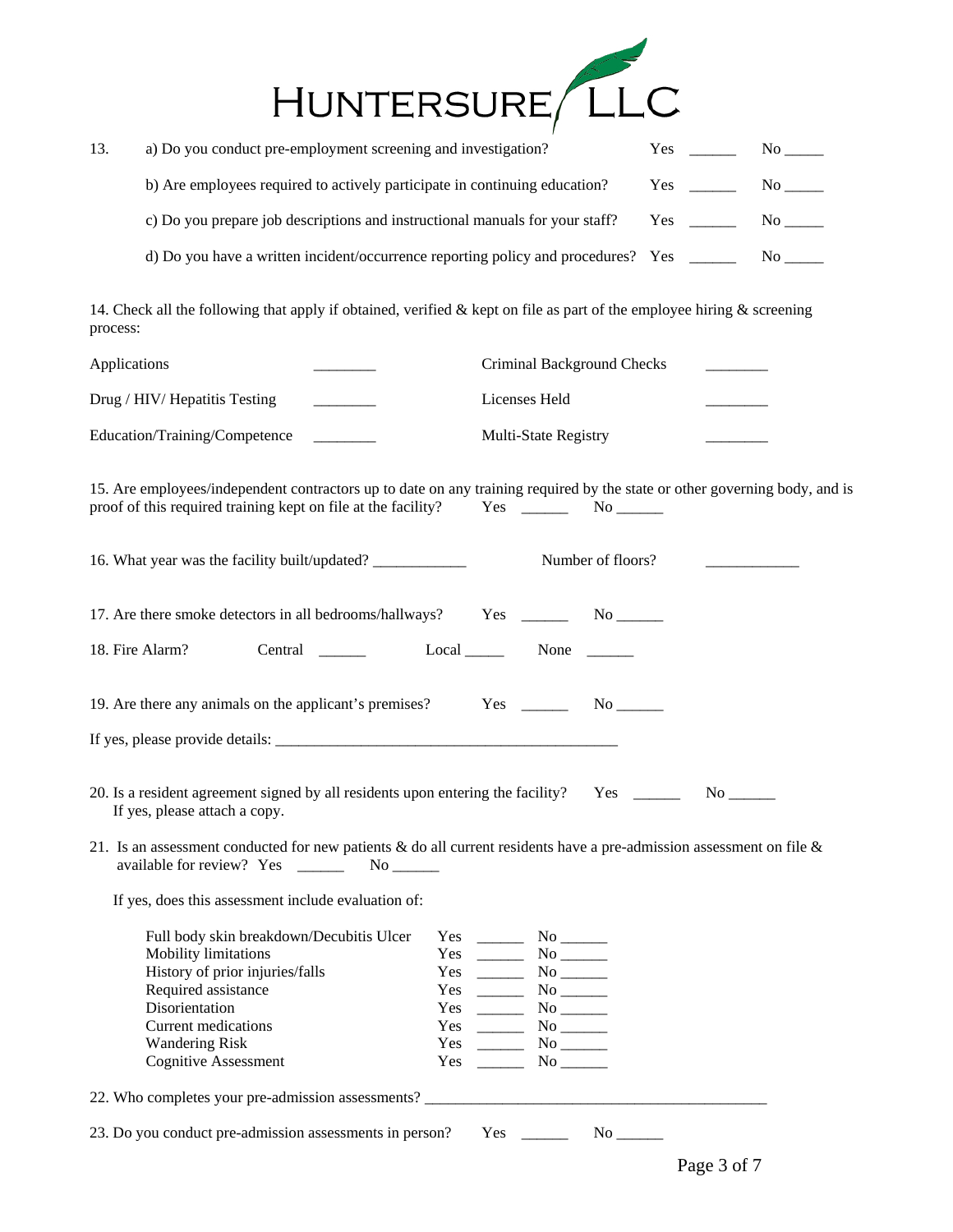# HUNTERSURE LLC

13. a) Do you conduct pre-employment screening and investigation? Yes ______ No _____

    b) Are employees required to actively participate in continuing education? Yes ______ No _____

    c) Do you prepare job descriptions and instructional manuals for your staff? Yes ______ No _____

    d) Do you have a written incident/occurrence reporting policy and procedures? Yes ______ No _____

14. Check all the following that apply if obtained, verified & kept on file as part of the employee hiring & screening process:

| | | | |
|---|---|---|---|
| Applications | ________ | Criminal Background Checks | ________ |
| Drug / HIV/ Hepatitis Testing | ________ | Licenses Held | ________ |
| Education/Training/Competence | ________ | Multi-State Registry | ________ |

15. Are employees/independent contractors up to date on any training required by the state or other governing body, and is proof of this required training kept on file at the facility? Yes ______ No ______

16. What year was the facility built/updated? ____________ Number of floors? ____________

17. Are there smoke detectors in all bedrooms/hallways? Yes ______ No ______

18. Fire Alarm? Central ______ Local _____ None ______

19. Are there any animals on the applicant's premises? Yes ______ No ______

If yes, please provide details: ______________________________________________

20. Is a resident agreement signed by all residents upon entering the facility? Yes ______ No ______
    If yes, please attach a copy.

21. Is an assessment conducted for new patients & do all current residents have a pre-admission assessment on file & available for review? Yes ______ No ______

    If yes, does this assessment include evaluation of:

| | | |
|---|---|---|
| Full body skin breakdown/Decubitis Ulcer | Yes ______ | No ______ |
| Mobility limitations | Yes ______ | No ______ |
| History of prior injuries/falls | Yes ______ | No ______ |
| Required assistance | Yes ______ | No ______ |
| Disorientation | Yes ______ | No ______ |
| Current medications | Yes ______ | No ______ |
| Wandering Risk | Yes ______ | No ______ |
| Cognitive Assessment | Yes ______ | No ______ |

22. Who completes your pre-admission assessments? ______________________________________________

23. Do you conduct pre-admission assessments in person? Yes ______ No ______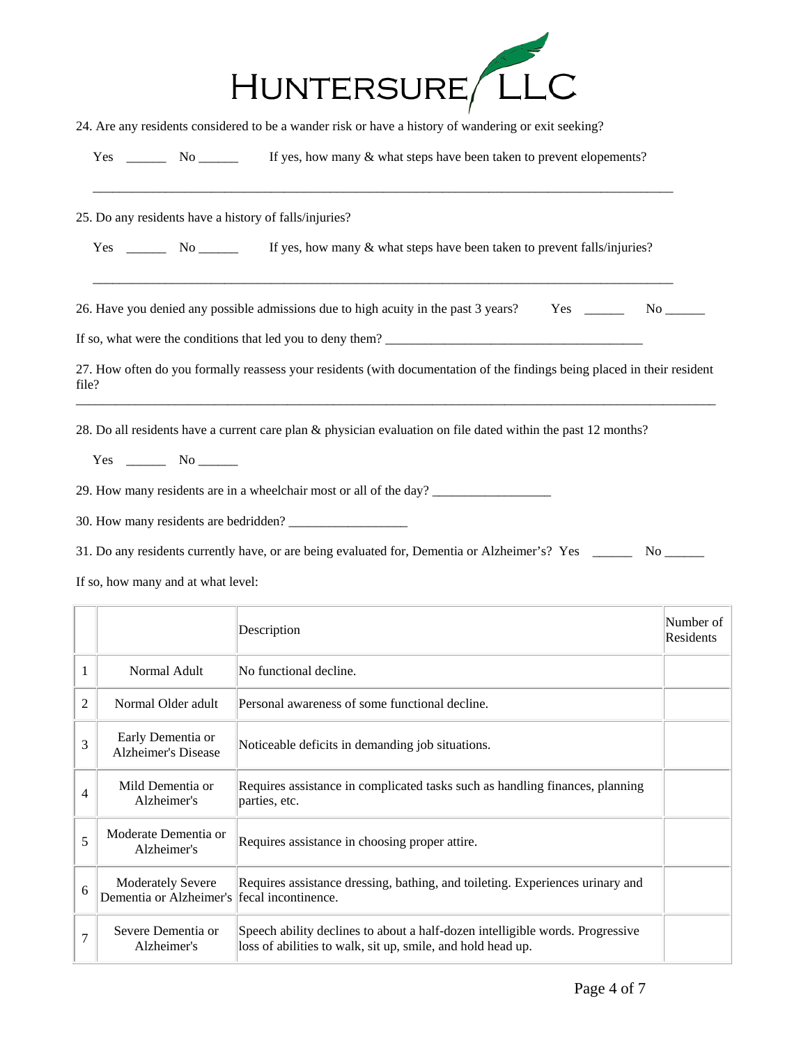HUNTERSURE LLC

24. Are any residents considered to be a wander risk or have a history of wandering or exit seeking?

Yes ______ No ______ If yes, how many & what steps have been taken to prevent elopements?

_______________________________________________________________________________________

25. Do any residents have a history of falls/injuries?

Yes ______ No ______ If yes, how many & what steps have been taken to prevent falls/injuries?

_______________________________________________________________________________________

26. Have you denied any possible admissions due to high acuity in the past 3 years? Yes ______ No ______

If so, what were the conditions that led you to deny them? ________________________________________

27. How often do you formally reassess your residents (with documentation of the findings being placed in their resident file?

_______________________________________________________________________________________

28. Do all residents have a current care plan & physician evaluation on file dated within the past 12 months?

Yes ______ No ______

29. How many residents are in a wheelchair most or all of the day? __________________

30. How many residents are bedridden? __________________

31. Do any residents currently have, or are being evaluated for, Dementia or Alzheimer's? Yes ______ No ______

If so, how many and at what level:

| | | Description | Number of Residents |
|---|---|---|---|
| 1 | Normal Adult | No functional decline. | |
| 2 | Normal Older adult | Personal awareness of some functional decline. | |
| 3 | Early Dementia or Alzheimer's Disease | Noticeable deficits in demanding job situations. | |
| 4 | Mild Dementia or Alzheimer's | Requires assistance in complicated tasks such as handling finances, planning parties, etc. | |
| 5 | Moderate Dementia or Alzheimer's | Requires assistance in choosing proper attire. | |
| 6 | Moderately Severe Dementia or Alzheimer's | Requires assistance dressing, bathing, and toileting. Experiences urinary and fecal incontinence. | |
| 7 | Severe Dementia or Alzheimer's | Speech ability declines to about a half-dozen intelligible words. Progressive loss of abilities to walk, sit up, smile, and hold head up. | |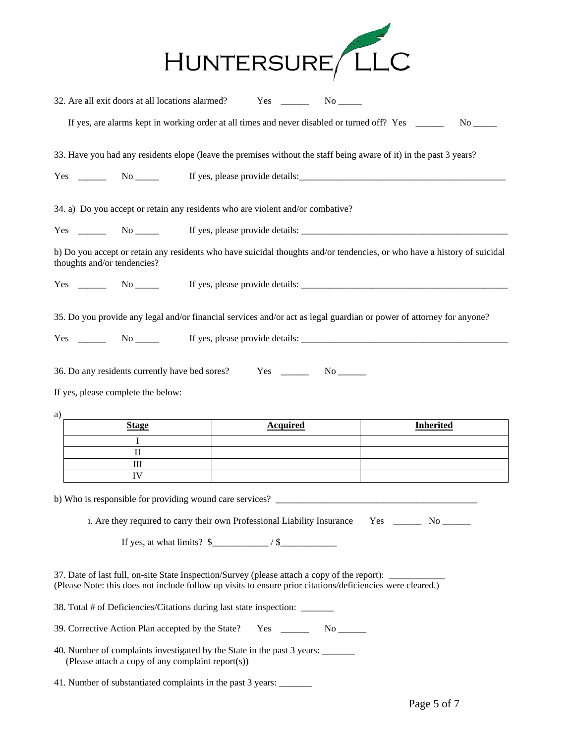HUNTERSURE LLC

32. Are all exit doors at all locations alarmed? Yes ______ No _____

If yes, are alarms kept in working order at all times and never disabled or turned off? Yes ______ No _____

33. Have you had any residents elope (leave the premises without the staff being aware of it) in the past 3 years?

Yes ______ No _____ If yes, please provide details:_______________________________________________

34. a) Do you accept or retain any residents who are violent and/or combative?

Yes ______ No _____ If yes, please provide details: _______________________________________________

b) Do you accept or retain any residents who have suicidal thoughts and/or tendencies, or who have a history of suicidal thoughts and/or tendencies?

Yes ______ No _____ If yes, please provide details: _______________________________________________

35. Do you provide any legal and/or financial services and/or act as legal guardian or power of attorney for anyone?

Yes ______ No _____ If yes, please provide details: _______________________________________________

36. Do any residents currently have bed sores? Yes ______ No ______

If yes, please complete the below:

a)

| **Stage** | **Acquired** | **Inherited** |
|---|---|---|
| I | | |
| II | | |
| III | | |
| IV | | |

b) Who is responsible for providing wound care services? _____________________________________________

i. Are they required to carry their own Professional Liability Insurance Yes ______ No ______

If yes, at what limits? $____________ / $____________

37. Date of last full, on-site State Inspection/Survey (please attach a copy of the report): ____________
(Please Note: this does not include follow up visits to ensure prior citations/deficiencies were cleared.)

38. Total # of Deficiencies/Citations during last state inspection: _______

39. Corrective Action Plan accepted by the State? Yes ______ No ______

40. Number of complaints investigated by the State in the past 3 years: _______
(Please attach a copy of any complaint report(s))

41. Number of substantiated complaints in the past 3 years: _______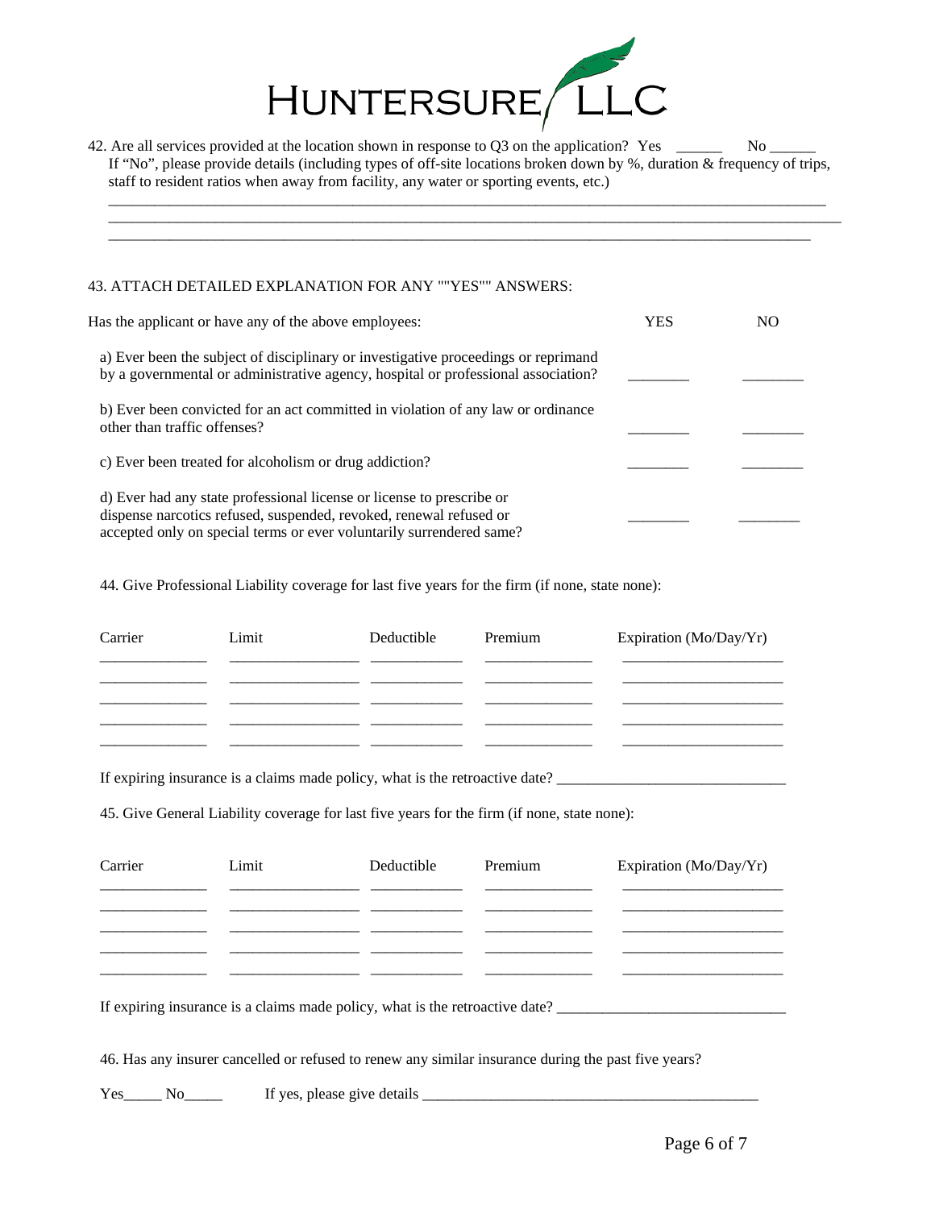# HUNTERSURE LLC

42. Are all services provided at the location shown in response to Q3 on the application? Yes ______ No ______
If "No", please provide details (including types of off-site locations broken down by %, duration & frequency of trips, staff to resident ratios when away from facility, any water or sporting events, etc.)
_______________________________________________________________________________________________
_______________________________________________________________________________________________
_______________________________________________________________________________________________

43. ATTACH DETAILED EXPLANATION FOR ANY ""YES"" ANSWERS:

| Has the applicant or have any of the above employees: | YES | NO |
|---|---|---|
| a) Ever been the subject of disciplinary or investigative proceedings or reprimand by a governmental or administrative agency, hospital or professional association? | ________ | ________ |
| b) Ever been convicted for an act committed in violation of any law or ordinance other than traffic offenses? | ________ | ________ |
| c) Ever been treated for alcoholism or drug addiction? | ________ | ________ |
| d) Ever had any state professional license or license to prescribe or dispense narcotics refused, suspended, revoked, renewal refused or accepted only on special terms or ever voluntarily surrendered same? | ________ | ________ |

44. Give Professional Liability coverage for last five years for the firm (if none, state none):

| Carrier | Limit | Deductible | Premium | Expiration (Mo/Day/Yr) |
|---|---|---|---|---|
| | | | | |
| | | | | |
| | | | | |
| | | | | |
| | | | | |

If expiring insurance is a claims made policy, what is the retroactive date? ______________________________

45. Give General Liability coverage for last five years for the firm (if none, state none):

| Carrier | Limit | Deductible | Premium | Expiration (Mo/Day/Yr) |
|---|---|---|---|---|
| | | | | |
| | | | | |
| | | | | |
| | | | | |
| | | | | |

If expiring insurance is a claims made policy, what is the retroactive date? ______________________________

46. Has any insurer cancelled or refused to renew any similar insurance during the past five years?

Yes_____ No_____ If yes, please give details ____________________________________________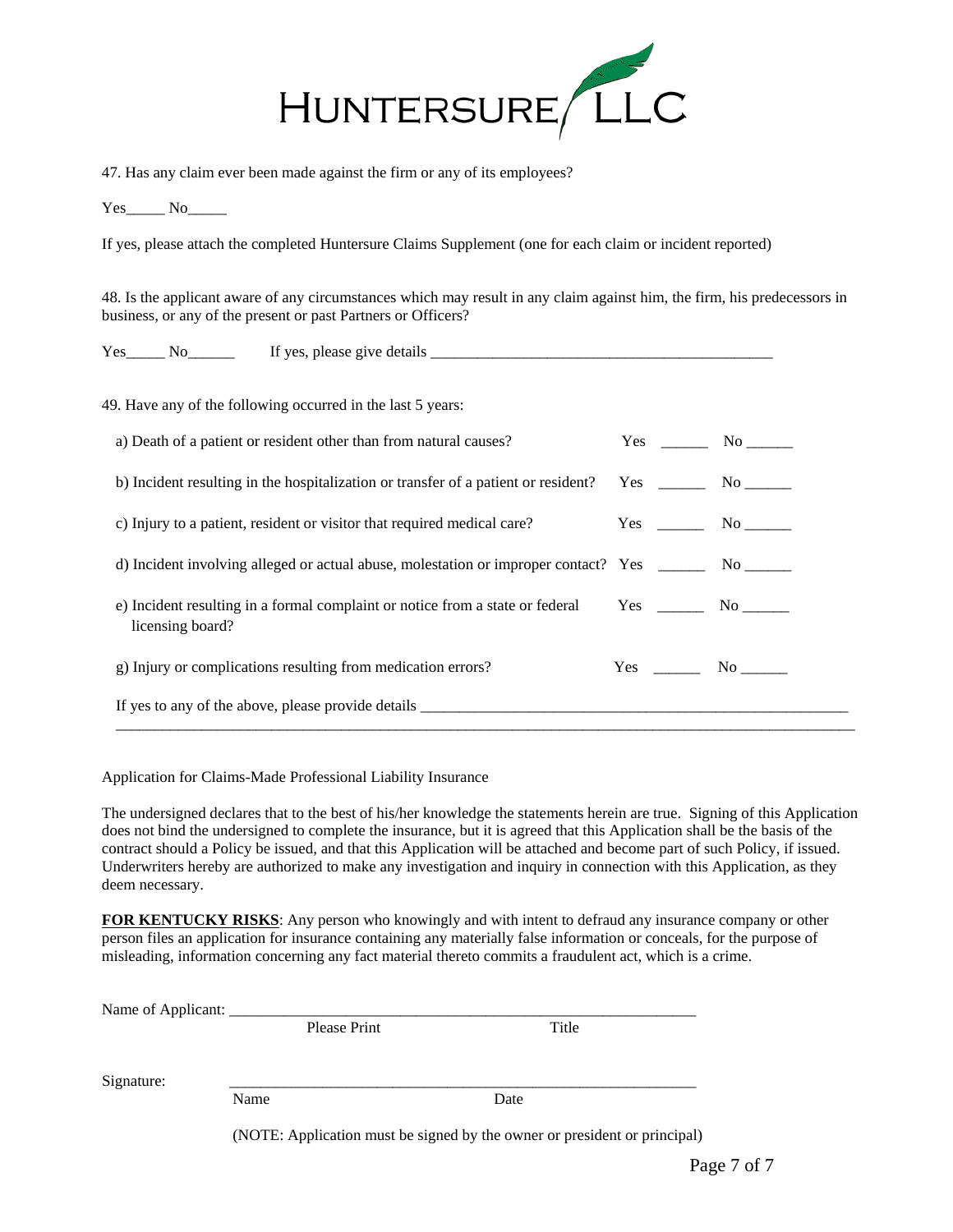HUNTERSURE LLC

47. Has any claim ever been made against the firm or any of its employees?

Yes_____ No_____

If yes, please attach the completed Huntersure Claims Supplement (one for each claim or incident reported)

48. Is the applicant aware of any circumstances which may result in any claim against him, the firm, his predecessors in business, or any of the present or past Partners or Officers?

Yes_____ No______ If yes, please give details _____________________________________________

49. Have any of the following occurred in the last 5 years:

| | | |
|---|---|---|
| a) Death of a patient or resident other than from natural causes? | Yes ______ | No ______ |
| b) Incident resulting in the hospitalization or transfer of a patient or resident? | Yes ______ | No ______ |
| c) Injury to a patient, resident or visitor that required medical care? | Yes ______ | No ______ |
| d) Incident involving alleged or actual abuse, molestation or improper contact? | Yes ______ | No ______ |
| e) Incident resulting in a formal complaint or notice from a state or federal licensing board? | Yes ______ | No ______ |
| g) Injury or complications resulting from medication errors? | Yes ______ | No ______ |

If yes to any of the above, please provide details ___________________________________________________________
_____________________________________________________________________________________________

Application for Claims-Made Professional Liability Insurance

The undersigned declares that to the best of his/her knowledge the statements herein are true. Signing of this Application does not bind the undersigned to complete the insurance, but it is agreed that this Application shall be the basis of the contract should a Policy be issued, and that this Application will be attached and become part of such Policy, if issued. Underwriters hereby are authorized to make any investigation and inquiry in connection with this Application, as they deem necessary.

**FOR KENTUCKY RISKS**: Any person who knowingly and with intent to defraud any insurance company or other person files an application for insurance containing any materially false information or conceals, for the purpose of misleading, information concerning any fact material thereto commits a fraudulent act, which is a crime.

Name of Applicant: ______________________________________________________________
Please Print Title

Signature: ______________________________________________________________
Name Date

(NOTE: Application must be signed by the owner or president or principal)